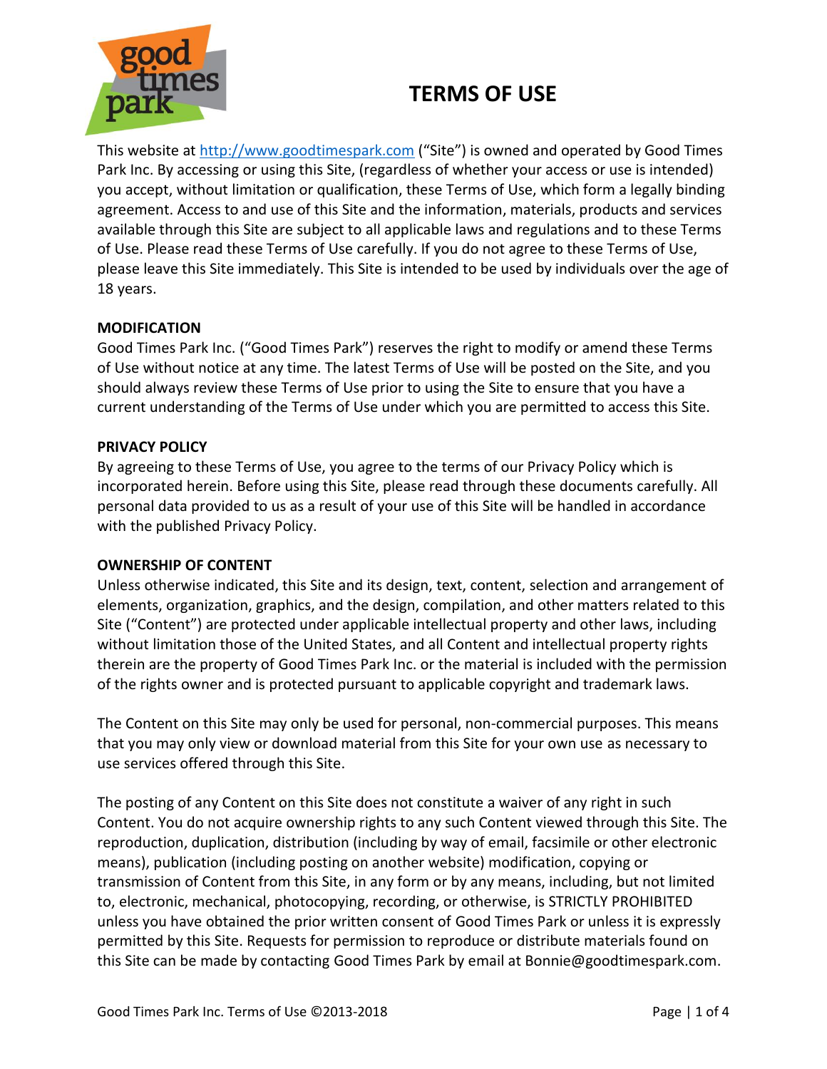# TERMS OF USE

This website at http://www.goodtimespark.com ("Site") is owned and operated by Good Times Park Inc. By accessing or using this Site, (regardless of whether your access or use is intended) you accept, without limitation or qualification, these Terms of Use, which form a legally binding agreement. Access to and use of this Site and the information, materials, products and services available through this Site are subject to all applicable laws and regulations and to these Terms of Use. Please read these Terms of Use carefully. If you do not agree to these Terms of Use, please leave this Site immediately. This Site is intended to be used by individuals over the age of 18 years.

**MODIFICATION**

Good Times Park Inc. ("Good Times Park") reserves the right to modify or amend these Terms of Use without notice at any time. The latest Terms of Use will be posted on the Site, and you should always review these Terms of Use prior to using the Site to ensure that you have a current understanding of the Terms of Use under which you are permitted to access this Site.

**PRIVACY POLICY**

By agreeing to these Terms of Use, you agree to the terms of our Privacy Policy which is incorporated herein. Before using this Site, please read through these documents carefully. All personal data provided to us as a result of your use of this Site will be handled in accordance with the published Privacy Policy.

**OWNERSHIP OF CONTENT**

Unless otherwise indicated, this Site and its design, text, content, selection and arrangement of elements, organization, graphics, and the design, compilation, and other matters related to this Site ("Content") are protected under applicable intellectual property and other laws, including without limitation those of the United States, and all Content and intellectual property rights therein are the property of Good Times Park Inc. or the material is included with the permission of the rights owner and is protected pursuant to applicable copyright and trademark laws.

The Content on this Site may only be used for personal, non-commercial purposes. This means that you may only view or download material from this Site for your own use as necessary to use services offered through this Site.

The posting of any Content on this Site does not constitute a waiver of any right in such Content. You do not acquire ownership rights to any such Content viewed through this Site. The reproduction, duplication, distribution (including by way of email, facsimile or other electronic means), publication (including posting on another website) modification, copying or transmission of Content from this Site, in any form or by any means, including, but not limited to, electronic, mechanical, photocopying, recording, or otherwise, is STRICTLY PROHIBITED unless you have obtained the prior written consent of Good Times Park or unless it is expressly permitted by this Site. Requests for permission to reproduce or distribute materials found on this Site can be made by contacting Good Times Park by email at Bonnie@goodtimespark.com.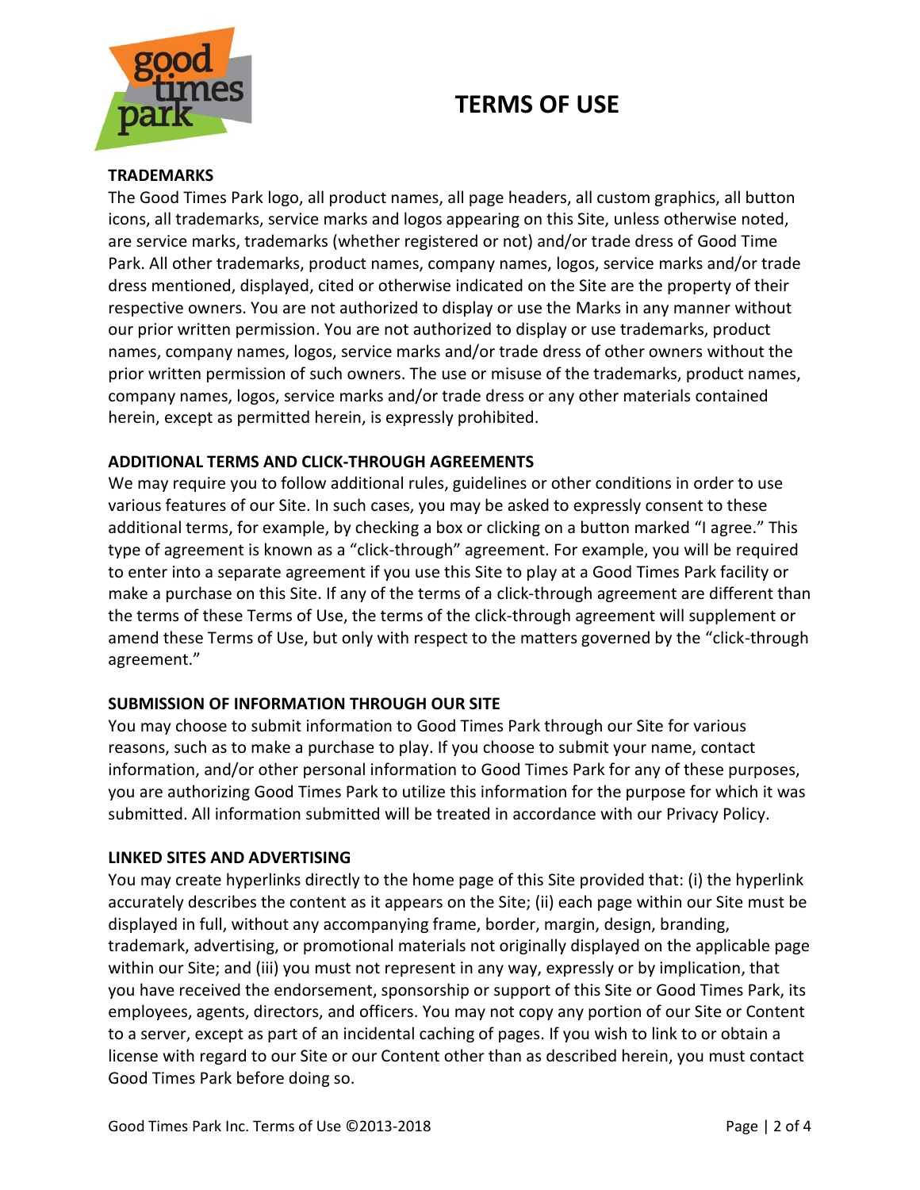# TERMS OF USE

**TRADEMARKS**

The Good Times Park logo, all product names, all page headers, all custom graphics, all button icons, all trademarks, service marks and logos appearing on this Site, unless otherwise noted, are service marks, trademarks (whether registered or not) and/or trade dress of Good Time Park. All other trademarks, product names, company names, logos, service marks and/or trade dress mentioned, displayed, cited or otherwise indicated on the Site are the property of their respective owners. You are not authorized to display or use the Marks in any manner without our prior written permission. You are not authorized to display or use trademarks, product names, company names, logos, service marks and/or trade dress of other owners without the prior written permission of such owners. The use or misuse of the trademarks, product names, company names, logos, service marks and/or trade dress or any other materials contained herein, except as permitted herein, is expressly prohibited.

**ADDITIONAL TERMS AND CLICK-THROUGH AGREEMENTS**

We may require you to follow additional rules, guidelines or other conditions in order to use various features of our Site. In such cases, you may be asked to expressly consent to these additional terms, for example, by checking a box or clicking on a button marked "I agree." This type of agreement is known as a "click-through" agreement. For example, you will be required to enter into a separate agreement if you use this Site to play at a Good Times Park facility or make a purchase on this Site. If any of the terms of a click-through agreement are different than the terms of these Terms of Use, the terms of the click-through agreement will supplement or amend these Terms of Use, but only with respect to the matters governed by the "click-through agreement."

**SUBMISSION OF INFORMATION THROUGH OUR SITE**

You may choose to submit information to Good Times Park through our Site for various reasons, such as to make a purchase to play. If you choose to submit your name, contact information, and/or other personal information to Good Times Park for any of these purposes, you are authorizing Good Times Park to utilize this information for the purpose for which it was submitted. All information submitted will be treated in accordance with our Privacy Policy.

**LINKED SITES AND ADVERTISING**

You may create hyperlinks directly to the home page of this Site provided that: (i) the hyperlink accurately describes the content as it appears on the Site; (ii) each page within our Site must be displayed in full, without any accompanying frame, border, margin, design, branding, trademark, advertising, or promotional materials not originally displayed on the applicable page within our Site; and (iii) you must not represent in any way, expressly or by implication, that you have received the endorsement, sponsorship or support of this Site or Good Times Park, its employees, agents, directors, and officers. You may not copy any portion of our Site or Content to a server, except as part of an incidental caching of pages. If you wish to link to or obtain a license with regard to our Site or our Content other than as described herein, you must contact Good Times Park before doing so.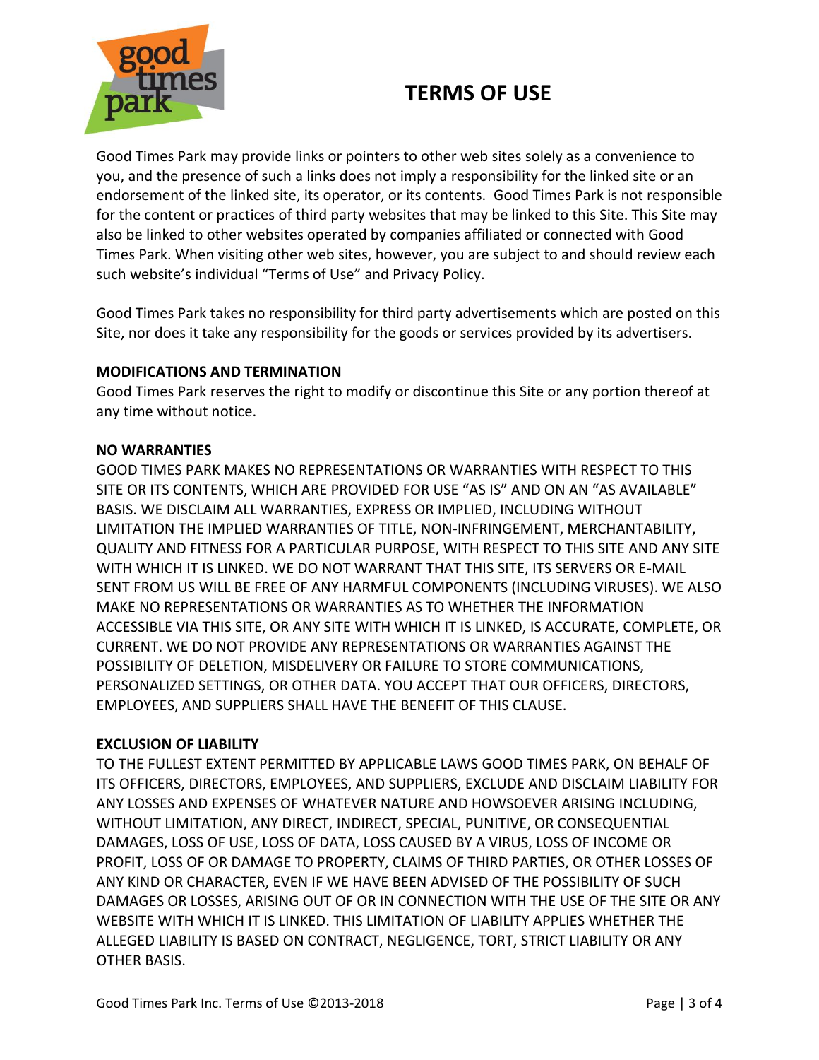# TERMS OF USE

Good Times Park may provide links or pointers to other web sites solely as a convenience to you, and the presence of such a links does not imply a responsibility for the linked site or an endorsement of the linked site, its operator, or its contents. Good Times Park is not responsible for the content or practices of third party websites that may be linked to this Site. This Site may also be linked to other websites operated by companies affiliated or connected with Good Times Park. When visiting other web sites, however, you are subject to and should review each such website's individual "Terms of Use" and Privacy Policy.

Good Times Park takes no responsibility for third party advertisements which are posted on this Site, nor does it take any responsibility for the goods or services provided by its advertisers.

**MODIFICATIONS AND TERMINATION**

Good Times Park reserves the right to modify or discontinue this Site or any portion thereof at any time without notice.

**NO WARRANTIES**

GOOD TIMES PARK MAKES NO REPRESENTATIONS OR WARRANTIES WITH RESPECT TO THIS SITE OR ITS CONTENTS, WHICH ARE PROVIDED FOR USE "AS IS" AND ON AN "AS AVAILABLE" BASIS. WE DISCLAIM ALL WARRANTIES, EXPRESS OR IMPLIED, INCLUDING WITHOUT LIMITATION THE IMPLIED WARRANTIES OF TITLE, NON-INFRINGEMENT, MERCHANTABILITY, QUALITY AND FITNESS FOR A PARTICULAR PURPOSE, WITH RESPECT TO THIS SITE AND ANY SITE WITH WHICH IT IS LINKED. WE DO NOT WARRANT THAT THIS SITE, ITS SERVERS OR E-MAIL SENT FROM US WILL BE FREE OF ANY HARMFUL COMPONENTS (INCLUDING VIRUSES). WE ALSO MAKE NO REPRESENTATIONS OR WARRANTIES AS TO WHETHER THE INFORMATION ACCESSIBLE VIA THIS SITE, OR ANY SITE WITH WHICH IT IS LINKED, IS ACCURATE, COMPLETE, OR CURRENT. WE DO NOT PROVIDE ANY REPRESENTATIONS OR WARRANTIES AGAINST THE POSSIBILITY OF DELETION, MISDELIVERY OR FAILURE TO STORE COMMUNICATIONS, PERSONALIZED SETTINGS, OR OTHER DATA. YOU ACCEPT THAT OUR OFFICERS, DIRECTORS, EMPLOYEES, AND SUPPLIERS SHALL HAVE THE BENEFIT OF THIS CLAUSE.

**EXCLUSION OF LIABILITY**

TO THE FULLEST EXTENT PERMITTED BY APPLICABLE LAWS GOOD TIMES PARK, ON BEHALF OF ITS OFFICERS, DIRECTORS, EMPLOYEES, AND SUPPLIERS, EXCLUDE AND DISCLAIM LIABILITY FOR ANY LOSSES AND EXPENSES OF WHATEVER NATURE AND HOWSOEVER ARISING INCLUDING, WITHOUT LIMITATION, ANY DIRECT, INDIRECT, SPECIAL, PUNITIVE, OR CONSEQUENTIAL DAMAGES, LOSS OF USE, LOSS OF DATA, LOSS CAUSED BY A VIRUS, LOSS OF INCOME OR PROFIT, LOSS OF OR DAMAGE TO PROPERTY, CLAIMS OF THIRD PARTIES, OR OTHER LOSSES OF ANY KIND OR CHARACTER, EVEN IF WE HAVE BEEN ADVISED OF THE POSSIBILITY OF SUCH DAMAGES OR LOSSES, ARISING OUT OF OR IN CONNECTION WITH THE USE OF THE SITE OR ANY WEBSITE WITH WHICH IT IS LINKED. THIS LIMITATION OF LIABILITY APPLIES WHETHER THE ALLEGED LIABILITY IS BASED ON CONTRACT, NEGLIGENCE, TORT, STRICT LIABILITY OR ANY OTHER BASIS.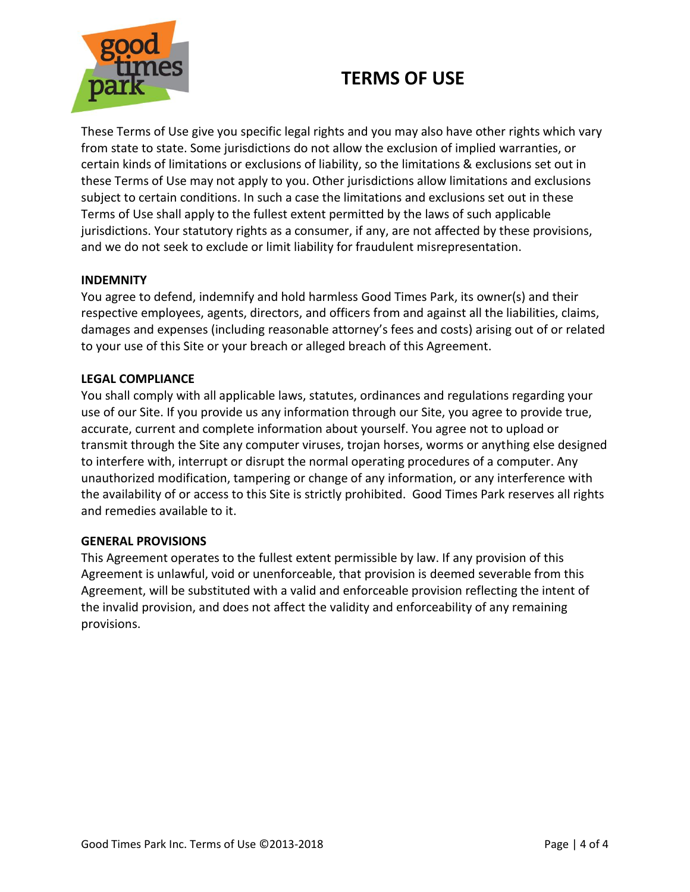# TERMS OF USE

These Terms of Use give you specific legal rights and you may also have other rights which vary from state to state. Some jurisdictions do not allow the exclusion of implied warranties, or certain kinds of limitations or exclusions of liability, so the limitations & exclusions set out in these Terms of Use may not apply to you. Other jurisdictions allow limitations and exclusions subject to certain conditions. In such a case the limitations and exclusions set out in these Terms of Use shall apply to the fullest extent permitted by the laws of such applicable jurisdictions. Your statutory rights as a consumer, if any, are not affected by these provisions, and we do not seek to exclude or limit liability for fraudulent misrepresentation.

**INDEMNITY**

You agree to defend, indemnify and hold harmless Good Times Park, its owner(s) and their respective employees, agents, directors, and officers from and against all the liabilities, claims, damages and expenses (including reasonable attorney's fees and costs) arising out of or related to your use of this Site or your breach or alleged breach of this Agreement.

**LEGAL COMPLIANCE**

You shall comply with all applicable laws, statutes, ordinances and regulations regarding your use of our Site. If you provide us any information through our Site, you agree to provide true, accurate, current and complete information about yourself. You agree not to upload or transmit through the Site any computer viruses, trojan horses, worms or anything else designed to interfere with, interrupt or disrupt the normal operating procedures of a computer. Any unauthorized modification, tampering or change of any information, or any interference with the availability of or access to this Site is strictly prohibited. Good Times Park reserves all rights and remedies available to it.

**GENERAL PROVISIONS**

This Agreement operates to the fullest extent permissible by law. If any provision of this Agreement is unlawful, void or unenforceable, that provision is deemed severable from this Agreement, will be substituted with a valid and enforceable provision reflecting the intent of the invalid provision, and does not affect the validity and enforceability of any remaining provisions.